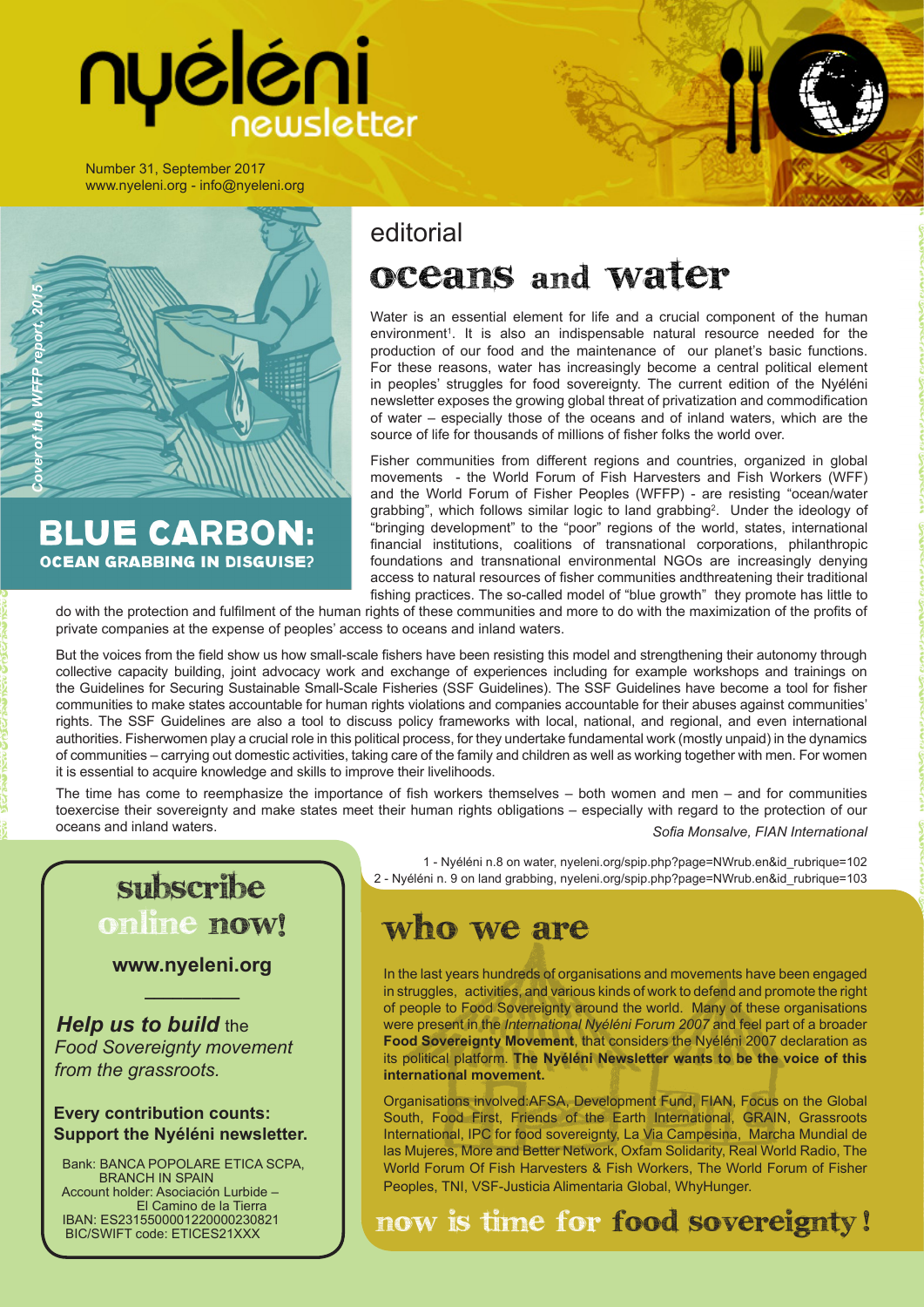# nyéléni newsletter

Number 31, September 2017
www.nyeleni.org - info@nyeleni.org

*Cover of the WFFP report, 2015*

**BLUE CARBON:**
**OCEAN GRABBING IN DISGUISE?**

## editorial

# oceans and water

Water is an essential element for life and a crucial component of the human environment[1]. It is also an indispensable natural resource needed for the production of our food and the maintenance of our planet's basic functions. For these reasons, water has increasingly become a central political element in peoples' struggles for food sovereignty. The current edition of the Nyéléni newsletter exposes the growing global threat of privatization and commodification of water – especially those of the oceans and of inland waters, which are the source of life for thousands of millions of fisher folks the world over.

Fisher communities from different regions and countries, organized in global movements - the World Forum of Fish Harvesters and Fish Workers (WFF) and the World Forum of Fisher Peoples (WFFP) - are resisting "ocean/water grabbing", which follows similar logic to land grabbing[2]. Under the ideology of "bringing development" to the "poor" regions of the world, states, international financial institutions, coalitions of transnational corporations, philanthropic foundations and transnational environmental NGOs are increasingly denying access to natural resources of fisher communities andthreatening their traditional fishing practices. The so-called model of "blue growth" they promote has little to do with the protection and fulfilment of the human rights of these communities and more to do with the maximization of the profits of private companies at the expense of peoples' access to oceans and inland waters.

But the voices from the field show us how small-scale fishers have been resisting this model and strengthening their autonomy through collective capacity building, joint advocacy work and exchange of experiences including for example workshops and trainings on the Guidelines for Securing Sustainable Small-Scale Fisheries (SSF Guidelines). The SSF Guidelines have become a tool for fisher communities to make states accountable for human rights violations and companies accountable for their abuses against communities' rights. The SSF Guidelines are also a tool to discuss policy frameworks with local, national, and regional, and even international authorities. Fisherwomen play a crucial role in this political process, for they undertake fundamental work (mostly unpaid) in the dynamics of communities – carrying out domestic activities, taking care of the family and children as well as working together with men. For women it is essential to acquire knowledge and skills to improve their livelihoods.

The time has come to reemphasize the importance of fish workers themselves – both women and men – and for communities toexercise their sovereignty and make states meet their human rights obligations – especially with regard to the protection of our oceans and inland waters.

*Sofia Monsalve, FIAN International*

1 - Nyéléni n.8 on water, nyeleni.org/spip.php?page=NWrub.en&id_rubrique=102
2 - Nyéléni n. 9 on land grabbing, nyeleni.org/spip.php?page=NWrub.en&id_rubrique=103

## subscribe online now!

**www.nyeleni.org**

***Help us to build*** *the Food Sovereignty movement from the grassroots.*

**Every contribution counts: Support the Nyéléni newsletter.**

Bank: BANCA POPOLARE ETICA SCPA, BRANCH IN SPAIN
Account holder: Asociación Lurbide – El Camino de la Tierra
IBAN: ES2315500001220000230821
BIC/SWIFT code: ETICES21XXX

## who we are

In the last years hundreds of organisations and movements have been engaged in struggles, activities, and various kinds of work to defend and promote the right of people to Food Sovereignty around the world. Many of these organisations were present in the *International Nyéléni Forum 2007* and feel part of a broader **Food Sovereignty Movement**, that considers the Nyéléni 2007 declaration as its political platform. **The Nyéléni Newsletter wants to be the voice of this international movement.**

Organisations involved:AFSA, Development Fund, FIAN, Focus on the Global South, Food First, Friends of the Earth International, GRAIN, Grassroots International, IPC for food sovereignty, La Via Campesina, Marcha Mundial de las Mujeres, More and Better Network, Oxfam Solidarity, Real World Radio, The World Forum Of Fish Harvesters & Fish Workers, The World Forum of Fisher Peoples, TNI, VSF-Justicia Alimentaria Global, WhyHunger.

## now is time for food sovereignty!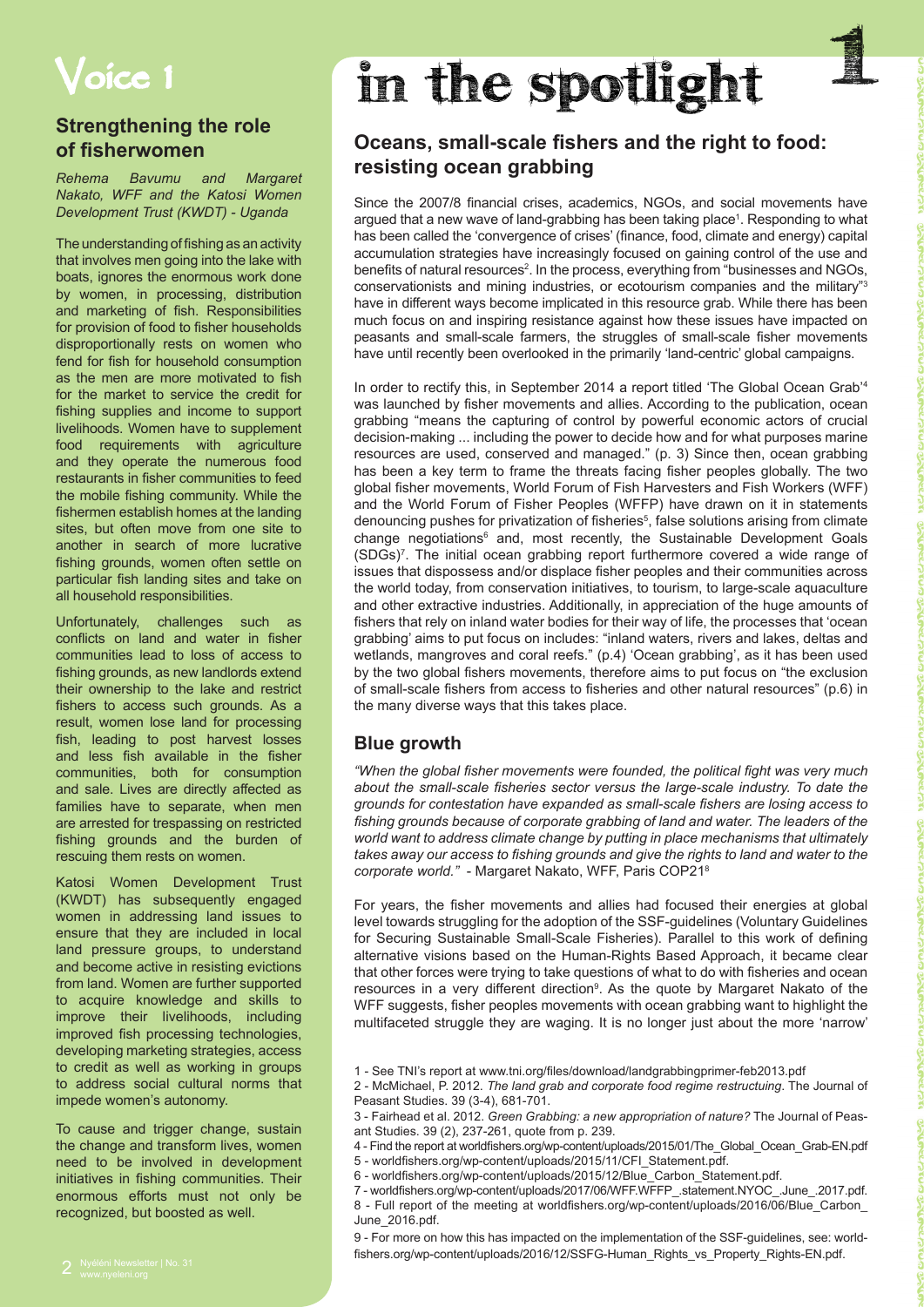# Voice 1

## Strengthening the role of fisherwomen

*Rehema Bavumu and Margaret Nakato, WFF and the Katosi Women Development Trust (KWDT) - Uganda*

The understanding of fishing as an activity that involves men going into the lake with boats, ignores the enormous work done by women, in processing, distribution and marketing of fish. Responsibilities for provision of food to fisher households disproportionally rests on women who fend for fish for household consumption as the men are more motivated to fish for the market to service the credit for fishing supplies and income to support livelihoods. Women have to supplement food requirements with agriculture and they operate the numerous food restaurants in fisher communities to feed the mobile fishing community. While the fishermen establish homes at the landing sites, but often move from one site to another in search of more lucrative fishing grounds, women often settle on particular fish landing sites and take on all household responsibilities.

Unfortunately, challenges such as conflicts on land and water in fisher communities lead to loss of access to fishing grounds, as new landlords extend their ownership to the lake and restrict fishers to access such grounds. As a result, women lose land for processing fish, leading to post harvest losses and less fish available in the fisher communities, both for consumption and sale. Lives are directly affected as families have to separate, when men are arrested for trespassing on restricted fishing grounds and the burden of rescuing them rests on women.

Katosi Women Development Trust (KWDT) has subsequently engaged women in addressing land issues to ensure that they are included in local land pressure groups, to understand and become active in resisting evictions from land. Women are further supported to acquire knowledge and skills to improve their livelihoods, including improved fish processing technologies, developing marketing strategies, access to credit as well as working in groups to address social cultural norms that impede women's autonomy.

To cause and trigger change, sustain the change and transform lives, women need to be involved in development initiatives in fishing communities. Their enormous efforts must not only be recognized, but boosted as well.

# in the spotlight 1

## Oceans, small-scale fishers and the right to food: resisting ocean grabbing

Since the 2007/8 financial crises, academics, NGOs, and social movements have argued that a new wave of land-grabbing has been taking place[1]. Responding to what has been called the 'convergence of crises' (finance, food, climate and energy) capital accumulation strategies have increasingly focused on gaining control of the use and benefits of natural resources[2]. In the process, everything from "businesses and NGOs, conservationists and mining industries, or ecotourism companies and the military"[3] have in different ways become implicated in this resource grab. While there has been much focus on and inspiring resistance against how these issues have impacted on peasants and small-scale farmers, the struggles of small-scale fisher movements have until recently been overlooked in the primarily 'land-centric' global campaigns.

In order to rectify this, in September 2014 a report titled 'The Global Ocean Grab'[4] was launched by fisher movements and allies. According to the publication, ocean grabbing "means the capturing of control by powerful economic actors of crucial decision-making ... including the power to decide how and for what purposes marine resources are used, conserved and managed." (p. 3) Since then, ocean grabbing has been a key term to frame the threats facing fisher peoples globally. The two global fisher movements, World Forum of Fish Harvesters and Fish Workers (WFF) and the World Forum of Fisher Peoples (WFFP) have drawn on it in statements denouncing pushes for privatization of fisheries[5], false solutions arising from climate change negotiations[6] and, most recently, the Sustainable Development Goals (SDGs)[7]. The initial ocean grabbing report furthermore covered a wide range of issues that dispossess and/or displace fisher peoples and their communities across the world today, from conservation initiatives, to tourism, to large-scale aquaculture and other extractive industries. Additionally, in appreciation of the huge amounts of fishers that rely on inland water bodies for their way of life, the processes that 'ocean grabbing' aims to put focus on includes: "inland waters, rivers and lakes, deltas and wetlands, mangroves and coral reefs." (p.4) 'Ocean grabbing', as it has been used by the two global fishers movements, therefore aims to put focus on "the exclusion of small-scale fishers from access to fisheries and other natural resources" (p.6) in the many diverse ways that this takes place.

## Blue growth

*"When the global fisher movements were founded, the political fight was very much about the small-scale fisheries sector versus the large-scale industry. To date the grounds for contestation have expanded as small-scale fishers are losing access to fishing grounds because of corporate grabbing of land and water. The leaders of the world want to address climate change by putting in place mechanisms that ultimately takes away our access to fishing grounds and give the rights to land and water to the corporate world."* - Margaret Nakato, WFF, Paris COP21[8]

For years, the fisher movements and allies had focused their energies at global level towards struggling for the adoption of the SSF-guidelines (Voluntary Guidelines for Securing Sustainable Small-Scale Fisheries). Parallel to this work of defining alternative visions based on the Human-Rights Based Approach, it became clear that other forces were trying to take questions of what to do with fisheries and ocean resources in a very different direction[9]. As the quote by Margaret Nakato of the WFF suggests, fisher peoples movements with ocean grabbing want to highlight the multifaceted struggle they are waging. It is no longer just about the more 'narrow'

1 - See TNI's report at www.tni.org/files/download/landgrabbingprimer-feb2013.pdf

2 - McMichael, P. 2012. *The land grab and corporate food regime restructuing*. The Journal of Peasant Studies. 39 (3-4), 681-701.

3 - Fairhead et al. 2012. *Green Grabbing: a new appropriation of nature?* The Journal of Peasant Studies. 39 (2), 237-261, quote from p. 239.

4 - Find the report at worldfishers.org/wp-content/uploads/2015/01/The_Global_Ocean_Grab-EN.pdf

5 - worldfishers.org/wp-content/uploads/2015/11/CFI_Statement.pdf.

6 - worldfishers.org/wp-content/uploads/2015/12/Blue_Carbon_Statement.pdf.

7 - worldfishers.org/wp-content/uploads/2017/06/WFF.WFFP_.statement.NYOC_.June_.2017.pdf.

8 - Full report of the meeting at worldfishers.org/wp-content/uploads/2016/06/Blue_Carbon_June_2016.pdf.

9 - For more on how this has impacted on the implementation of the SSF-guidelines, see: worldfishers.org/wp-content/uploads/2016/12/SSFG-Human_Rights_vs_Property_Rights-EN.pdf.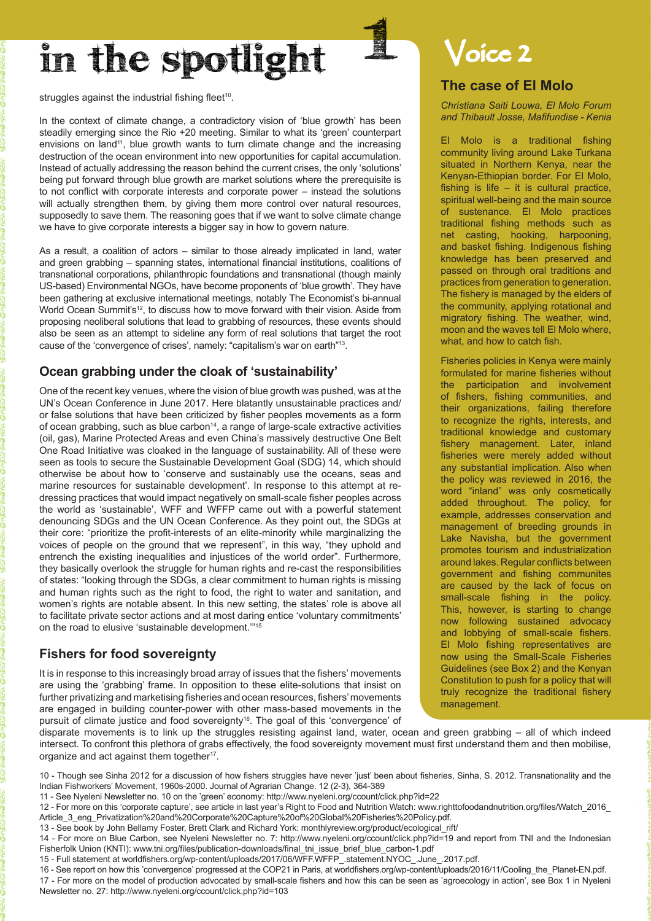# in the spotlight 1

struggles against the industrial fishing fleet[10].

In the context of climate change, a contradictory vision of 'blue growth' has been steadily emerging since the Rio +20 meeting. Similar to what its 'green' counterpart envisions on land[11], blue growth wants to turn climate change and the increasing destruction of the ocean environment into new opportunities for capital accumulation. Instead of actually addressing the reason behind the current crises, the only 'solutions' being put forward through blue growth are market solutions where the prerequisite is to not conflict with corporate interests and corporate power – instead the solutions will actually strengthen them, by giving them more control over natural resources, supposedly to save them. The reasoning goes that if we want to solve climate change we have to give corporate interests a bigger say in how to govern nature.

As a result, a coalition of actors – similar to those already implicated in land, water and green grabbing – spanning states, international financial institutions, coalitions of transnational corporations, philanthropic foundations and transnational (though mainly US-based) Environmental NGOs, have become proponents of 'blue growth'. They have been gathering at exclusive international meetings, notably The Economist's bi-annual World Ocean Summit's[12], to discuss how to move forward with their vision. Aside from proposing neoliberal solutions that lead to grabbing of resources, these events should also be seen as an attempt to sideline any form of real solutions that target the root cause of the 'convergence of crises', namely: "capitalism's war on earth"[13].

## Ocean grabbing under the cloak of 'sustainability'

One of the recent key venues, where the vision of blue growth was pushed, was at the UN's Ocean Conference in June 2017. Here blatantly unsustainable practices and/or false solutions that have been criticized by fisher peoples movements as a form of ocean grabbing, such as blue carbon[14], a range of large-scale extractive activities (oil, gas), Marine Protected Areas and even China's massively destructive One Belt One Road Initiative was cloaked in the language of sustainability. All of these were seen as tools to secure the Sustainable Development Goal (SDG) 14, which should otherwise be about how to 'conserve and sustainably use the oceans, seas and marine resources for sustainable development'. In response to this attempt at re-dressing practices that would impact negatively on small-scale fisher peoples across the world as 'sustainable', WFF and WFFP came out with a powerful statement denouncing SDGs and the UN Ocean Conference. As they point out, the SDGs at their core: "prioritize the profit-interests of an elite-minority while marginalizing the voices of people on the ground that we represent", in this way, "they uphold and entrench the existing inequalities and injustices of the world order". Furthermore, they basically overlook the struggle for human rights and re-cast the responsibilities of states: "looking through the SDGs, a clear commitment to human rights is missing and human rights such as the right to food, the right to water and sanitation, and women's rights are notable absent. In this new setting, the states' role is above all to facilitate private sector actions and at most daring entice 'voluntary commitments' on the road to elusive 'sustainable development.'"[15]

## Fishers for food sovereignty

It is in response to this increasingly broad array of issues that the fishers' movements are using the 'grabbing' frame. In opposition to these elite-solutions that insist on further privatizing and marketising fisheries and ocean resources, fishers' movements are engaged in building counter-power with other mass-based movements in the pursuit of climate justice and food sovereignty[16]. The goal of this 'convergence' of disparate movements is to link up the struggles resisting against land, water, ocean and green grabbing – all of which indeed intersect. To confront this plethora of grabs effectively, the food sovereignty movement must first understand them and then mobilise, organize and act against them together[17].

# Voice 2

## The case of El Molo

*Christiana Saiti Louwa, El Molo Forum and Thibault Josse, Mafifundise - Kenia*

El Molo is a traditional fishing community living around Lake Turkana situated in Northern Kenya, near the Kenyan-Ethiopian border. For El Molo, fishing is life – it is cultural practice, spiritual well-being and the main source of sustenance. El Molo practices traditional fishing methods such as net casting, hooking, harpooning, and basket fishing. Indigenous fishing knowledge has been preserved and passed on through oral traditions and practices from generation to generation. The fishery is managed by the elders of the community, applying rotational and migratory fishing. The weather, wind, moon and the waves tell El Molo where, what, and how to catch fish.

Fisheries policies in Kenya were mainly formulated for marine fisheries without the participation and involvement of fishers, fishing communities, and their organizations, failing therefore to recognize the rights, interests, and traditional knowledge and customary fishery management. Later, inland fisheries were merely added without any substantial implication. Also when the policy was reviewed in 2016, the word "inland" was only cosmetically added throughout. The policy, for example, addresses conservation and management of breeding grounds in Lake Navisha, but the government promotes tourism and industrialization around lakes. Regular conflicts between government and fishing communites are caused by the lack of focus on small-scale fishing in the policy. This, however, is starting to change now following sustained advocacy and lobbying of small-scale fishers. El Molo fishing representatives are now using the Small-Scale Fisheries Guidelines (see Box 2) and the Kenyan Constitution to push for a policy that will truly recognize the traditional fishery management.

---

10 - Though see Sinha 2012 for a discussion of how fishers struggles have never 'just' been about fisheries, Sinha, S. 2012. Transnationality and the Indian Fishworkers' Movement, 1960s-2000. Journal of Agrarian Change. 12 (2-3), 364-389

11 - See Nyeleni Newsletter no. 10 on the 'green' economy: http://www.nyeleni.org/ccount/click.php?id=22

12 - For more on this 'corporate capture', see article in last year's Right to Food and Nutrition Watch: www.righttofoodandnutrition.org/files/Watch_2016_Article_3_eng_Privatization%20and%20Corporate%20Capture%20of%20Global%20Fisheries%20Policy.pdf.

13 - See book by John Bellamy Foster, Brett Clark and Richard York: monthlyreview.org/product/ecological_rift/

14 - For more on Blue Carbon, see Nyeleni Newsletter no. 7: http://www.nyeleni.org/ccount/click.php?id=19 and report from TNI and the Indonesian Fisherfolk Union (KNTI): www.tni.org/files/publication-downloads/final_tni_issue_brief_blue_carbon-1.pdf

15 - Full statement at worldfishers.org/wp-content/uploads/2017/06/WFF.WFFP_.statement.NYOC_.June_.2017.pdf.

16 - See report on how this 'convergence' progressed at the COP21 in Paris, at worldfishers.org/wp-content/uploads/2016/11/Cooling_the_Planet-EN.pdf.

17 - For more on the model of production advocated by small-scale fishers and how this can be seen as 'agroecology in action', see Box 1 in Nyeleni Newsletter no. 27: http://www.nyeleni.org/ccount/click.php?id=103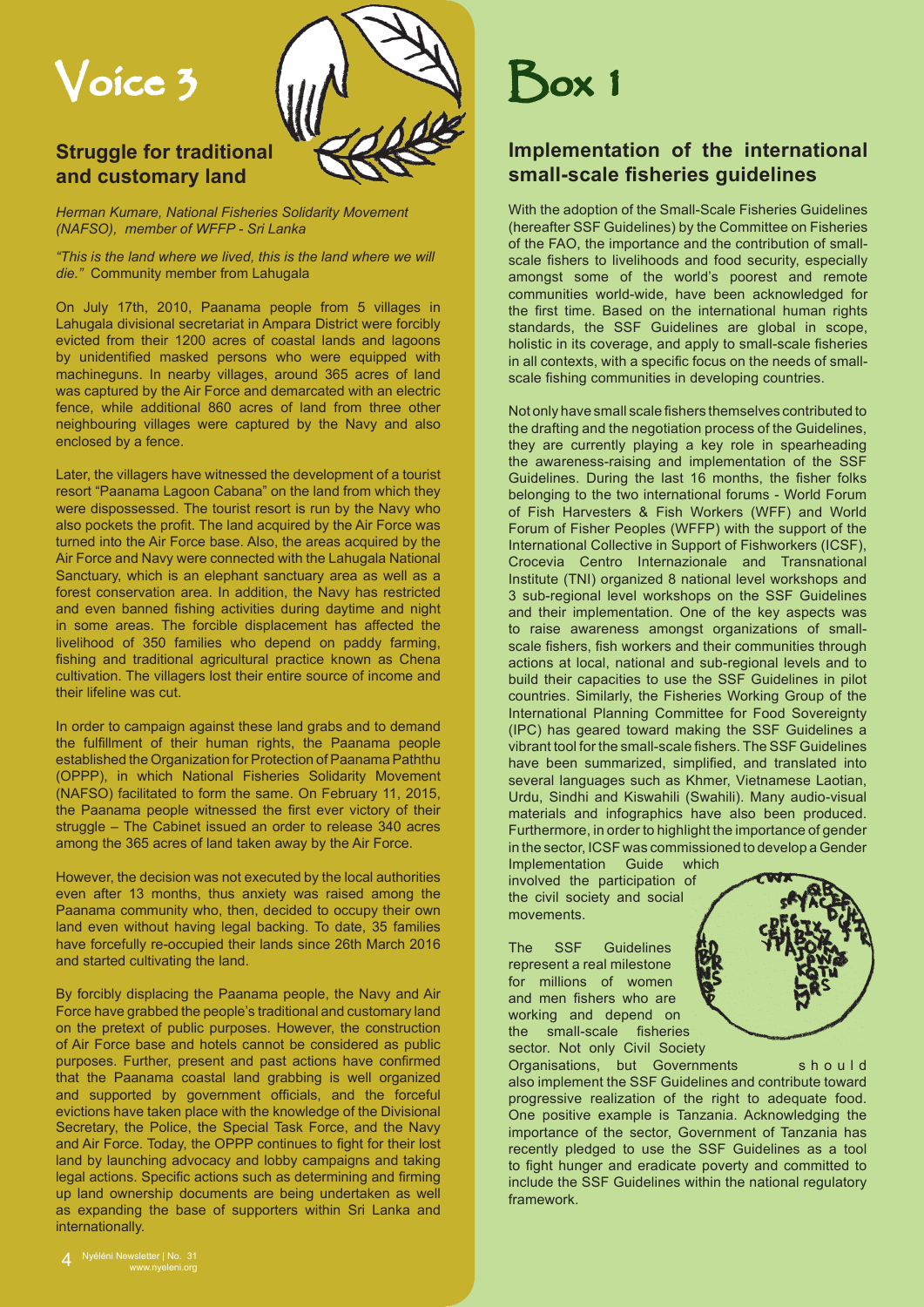# Voice 3

## Struggle for traditional and customary land

*Herman Kumare, National Fisheries Solidarity Movement (NAFSO), member of WFFP - Sri Lanka*

*"This is the land where we lived, this is the land where we will die."* Community member from Lahugala

On July 17th, 2010, Paanama people from 5 villages in Lahugala divisional secretariat in Ampara District were forcibly evicted from their 1200 acres of coastal lands and lagoons by unidentified masked persons who were equipped with machineguns. In nearby villages, around 365 acres of land was captured by the Air Force and demarcated with an electric fence, while additional 860 acres of land from three other neighbouring villages were captured by the Navy and also enclosed by a fence.

Later, the villagers have witnessed the development of a tourist resort "Paanama Lagoon Cabana" on the land from which they were dispossessed. The tourist resort is run by the Navy who also pockets the profit. The land acquired by the Air Force was turned into the Air Force base. Also, the areas acquired by the Air Force and Navy were connected with the Lahugala National Sanctuary, which is an elephant sanctuary area as well as a forest conservation area. In addition, the Navy has restricted and even banned fishing activities during daytime and night in some areas. The forcible displacement has affected the livelihood of 350 families who depend on paddy farming, fishing and traditional agricultural practice known as Chena cultivation. The villagers lost their entire source of income and their lifeline was cut.

In order to campaign against these land grabs and to demand the fulfillment of their human rights, the Paanama people established the Organization for Protection of Paanama Paththu (OPPP), in which National Fisheries Solidarity Movement (NAFSO) facilitated to form the same. On February 11, 2015, the Paanama people witnessed the first ever victory of their struggle – The Cabinet issued an order to release 340 acres among the 365 acres of land taken away by the Air Force.

However, the decision was not executed by the local authorities even after 13 months, thus anxiety was raised among the Paanama community who, then, decided to occupy their own land even without having legal backing. To date, 35 families have forcefully re-occupied their lands since 26th March 2016 and started cultivating the land.

By forcibly displacing the Paanama people, the Navy and Air Force have grabbed the people's traditional and customary land on the pretext of public purposes. However, the construction of Air Force base and hotels cannot be considered as public purposes. Further, present and past actions have confirmed that the Paanama coastal land grabbing is well organized and supported by government officials, and the forceful evictions have taken place with the knowledge of the Divisional Secretary, the Police, the Special Task Force, and the Navy and Air Force. Today, the OPPP continues to fight for their lost land by launching advocacy and lobby campaigns and taking legal actions. Specific actions such as determining and firming up land ownership documents are being undertaken as well as expanding the base of supporters within Sri Lanka and internationally.

# Box 1

## Implementation of the international small-scale fisheries guidelines

With the adoption of the Small-Scale Fisheries Guidelines (hereafter SSF Guidelines) by the Committee on Fisheries of the FAO, the importance and the contribution of small-scale fishers to livelihoods and food security, especially amongst some of the world's poorest and remote communities world-wide, have been acknowledged for the first time. Based on the international human rights standards, the SSF Guidelines are global in scope, holistic in its coverage, and apply to small-scale fisheries in all contexts, with a specific focus on the needs of small-scale fishing communities in developing countries.

Not only have small scale fishers themselves contributed to the drafting and the negotiation process of the Guidelines, they are currently playing a key role in spearheading the awareness-raising and implementation of the SSF Guidelines. During the last 16 months, the fisher folks belonging to the two international forums - World Forum of Fish Harvesters & Fish Workers (WFF) and World Forum of Fisher Peoples (WFFP) with the support of the International Collective in Support of Fishworkers (ICSF), Crocevia Centro Internazionale and Transnational Institute (TNI) organized 8 national level workshops and 3 sub-regional level workshops on the SSF Guidelines and their implementation. One of the key aspects was to raise awareness amongst organizations of small-scale fishers, fish workers and their communities through actions at local, national and sub-regional levels and to build their capacities to use the SSF Guidelines in pilot countries. Similarly, the Fisheries Working Group of the International Planning Committee for Food Sovereignty (IPC) has geared toward making the SSF Guidelines a vibrant tool for the small-scale fishers. The SSF Guidelines have been summarized, simplified, and translated into several languages such as Khmer, Vietnamese Laotian, Urdu, Sindhi and Kiswahili (Swahili). Many audio-visual materials and infographics have also been produced. Furthermore, in order to highlight the importance of gender in the sector, ICSF was commissioned to develop a Gender Implementation Guide which involved the participation of the civil society and social movements.

The SSF Guidelines represent a real milestone for millions of women and men fishers who are working and depend on the small-scale fisheries sector. Not only Civil Society Organisations, but Governments should also implement the SSF Guidelines and contribute toward progressive realization of the right to adequate food. One positive example is Tanzania. Acknowledging the importance of the sector, Government of Tanzania has recently pledged to use the SSF Guidelines as a tool to fight hunger and eradicate poverty and committed to include the SSF Guidelines within the national regulatory framework.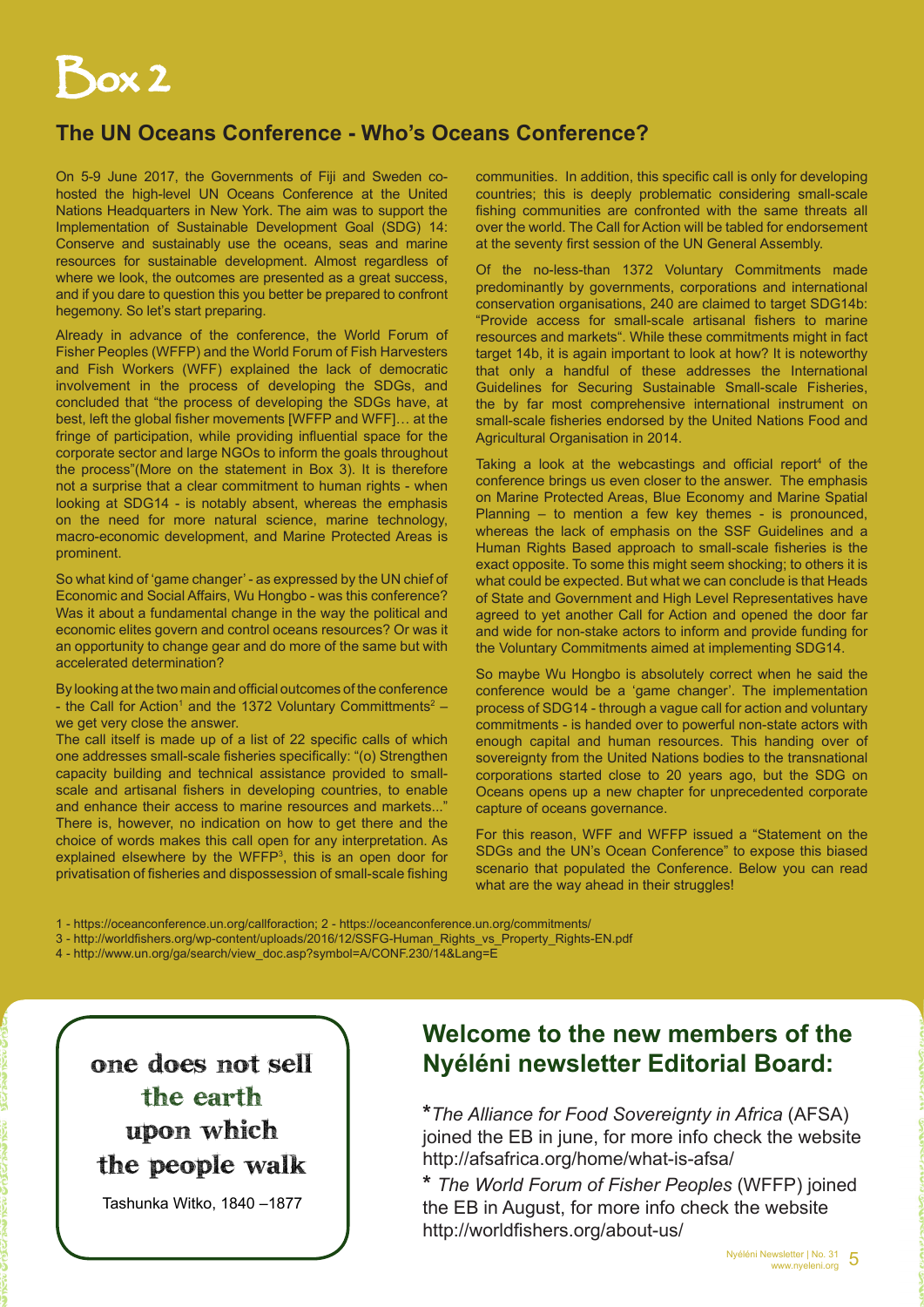# Box 2

## The UN Oceans Conference - Who's Oceans Conference?

On 5-9 June 2017, the Governments of Fiji and Sweden co-hosted the high-level UN Oceans Conference at the United Nations Headquarters in New York. The aim was to support the Implementation of Sustainable Development Goal (SDG) 14: Conserve and sustainably use the oceans, seas and marine resources for sustainable development. Almost regardless of where we look, the outcomes are presented as a great success, and if you dare to question this you better be prepared to confront hegemony. So let's start preparing.

Already in advance of the conference, the World Forum of Fisher Peoples (WFFP) and the World Forum of Fish Harvesters and Fish Workers (WFF) explained the lack of democratic involvement in the process of developing the SDGs, and concluded that "the process of developing the SDGs have, at best, left the global fisher movements [WFFP and WFF]… at the fringe of participation, while providing influential space for the corporate sector and large NGOs to inform the goals throughout the process"(More on the statement in Box 3). It is therefore not a surprise that a clear commitment to human rights - when looking at SDG14 - is notably absent, whereas the emphasis on the need for more natural science, marine technology, macro-economic development, and Marine Protected Areas is prominent.

So what kind of 'game changer' - as expressed by the UN chief of Economic and Social Affairs, Wu Hongbo - was this conference? Was it about a fundamental change in the way the political and economic elites govern and control oceans resources? Or was it an opportunity to change gear and do more of the same but with accelerated determination?

By looking at the two main and official outcomes of the conference - the Call for Action[1] and the 1372 Voluntary Committments[2] – we get very close the answer.

The call itself is made up of a list of 22 specific calls of which one addresses small-scale fisheries specifically: "(o) Strengthen capacity building and technical assistance provided to small-scale and artisanal fishers in developing countries, to enable and enhance their access to marine resources and markets..." There is, however, no indication on how to get there and the choice of words makes this call open for any interpretation. As explained elsewhere by the WFFP[3], this is an open door for privatisation of fisheries and dispossession of small-scale fishing communities. In addition, this specific call is only for developing countries; this is deeply problematic considering small-scale fishing communities are confronted with the same threats all over the world. The Call for Action will be tabled for endorsement at the seventy first session of the UN General Assembly.

Of the no-less-than 1372 Voluntary Commitments made predominantly by governments, corporations and international conservation organisations, 240 are claimed to target SDG14b: "Provide access for small-scale artisanal fishers to marine resources and markets". While these commitments might in fact target 14b, it is again important to look at how? It is noteworthy that only a handful of these addresses the International Guidelines for Securing Sustainable Small-scale Fisheries, the by far most comprehensive international instrument on small-scale fisheries endorsed by the United Nations Food and Agricultural Organisation in 2014.

Taking a look at the webcastings and official report[4] of the conference brings us even closer to the answer. The emphasis on Marine Protected Areas, Blue Economy and Marine Spatial Planning – to mention a few key themes - is pronounced, whereas the lack of emphasis on the SSF Guidelines and a Human Rights Based approach to small-scale fisheries is the exact opposite. To some this might seem shocking; to others it is what could be expected. But what we can conclude is that Heads of State and Government and High Level Representatives have agreed to yet another Call for Action and opened the door far and wide for non-stake actors to inform and provide funding for the Voluntary Commitments aimed at implementing SDG14.

So maybe Wu Hongbo is absolutely correct when he said the conference would be a 'game changer'. The implementation process of SDG14 - through a vague call for action and voluntary commitments - is handed over to powerful non-state actors with enough capital and human resources. This handing over of sovereignty from the United Nations bodies to the transnational corporations started close to 20 years ago, but the SDG on Oceans opens up a new chapter for unprecedented corporate capture of oceans governance.

For this reason, WFF and WFFP issued a "Statement on the SDGs and the UN's Ocean Conference" to expose this biased scenario that populated the Conference. Below you can read what are the way ahead in their struggles!

1 - https://oceanconference.un.org/callforaction; 2 - https://oceanconference.un.org/commitments/
3 - http://worldfishers.org/wp-content/uploads/2016/12/SSFG-Human_Rights_vs_Property_Rights-EN.pdf
4 - http://www.un.org/ga/search/view_doc.asp?symbol=A/CONF.230/14&Lang=E

one does not sell
the earth
upon which
the people walk

Tashunka Witko, 1840 –1877

## Welcome to the new members of the Nyéléni newsletter Editorial Board:

*The Alliance for Food Sovereignty in Africa* (AFSA) joined the EB in june, for more info check the website http://afsafrica.org/home/what-is-afsa/

*The World Forum of Fisher Peoples* (WFFP) joined the EB in August, for more info check the website http://worldfishers.org/about-us/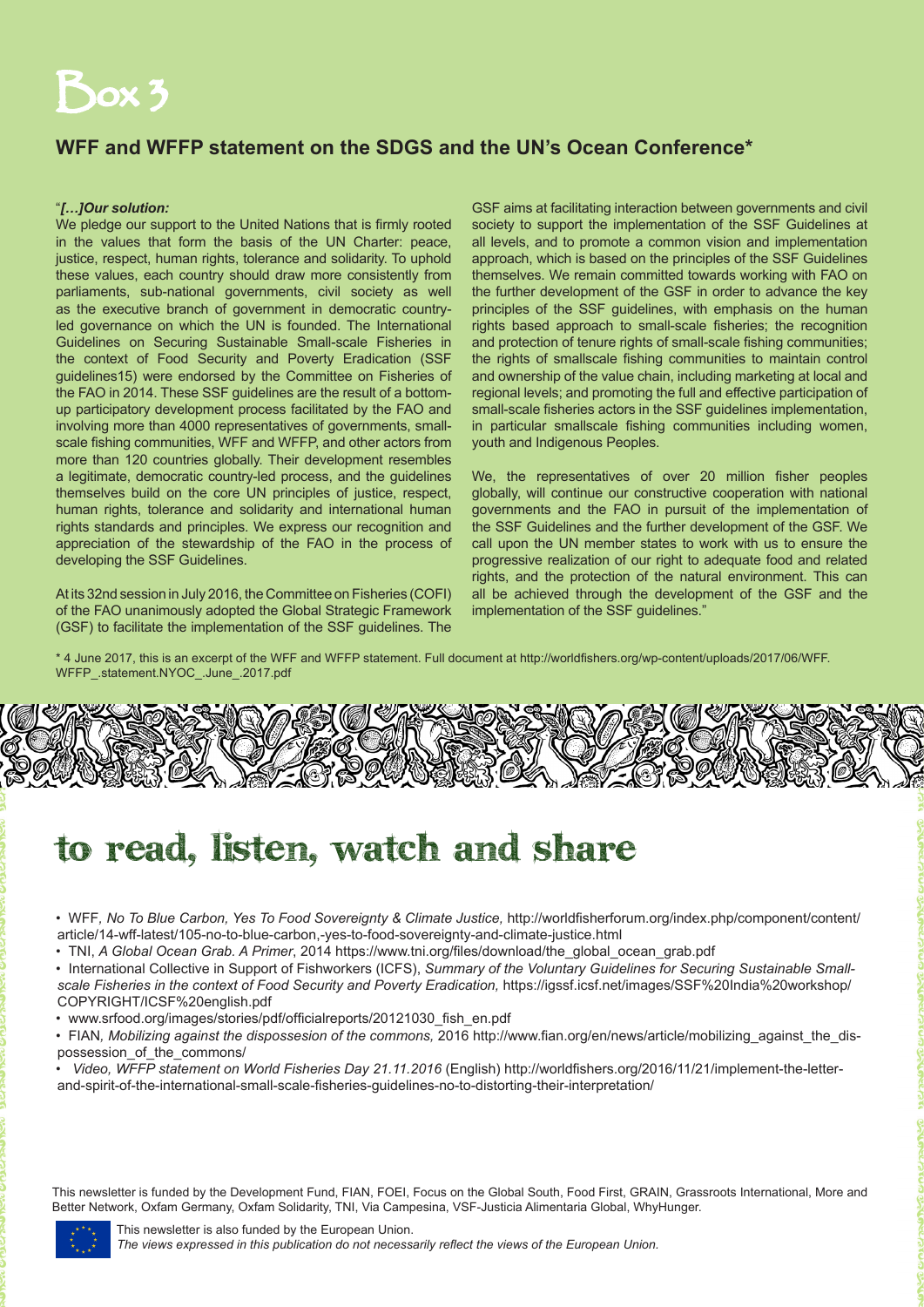# Box 3

## WFF and WFFP statement on the SDGS and the UN's Ocean Conference*

"***[…]Our solution:***
We pledge our support to the United Nations that is firmly rooted in the values that form the basis of the UN Charter: peace, justice, respect, human rights, tolerance and solidarity. To uphold these values, each country should draw more consistently from parliaments, sub-national governments, civil society as well as the executive branch of government in democratic country-led governance on which the UN is founded. The International Guidelines on Securing Sustainable Small-scale Fisheries in the context of Food Security and Poverty Eradication (SSF guidelines15) were endorsed by the Committee on Fisheries of the FAO in 2014. These SSF guidelines are the result of a bottom-up participatory development process facilitated by the FAO and involving more than 4000 representatives of governments, small-scale fishing communities, WFF and WFFP, and other actors from more than 120 countries globally. Their development resembles a legitimate, democratic country-led process, and the guidelines themselves build on the core UN principles of justice, respect, human rights, tolerance and solidarity and international human rights standards and principles. We express our recognition and appreciation of the stewardship of the FAO in the process of developing the SSF Guidelines.

At its 32nd session in July 2016, the Committee on Fisheries (COFI) of the FAO unanimously adopted the Global Strategic Framework (GSF) to facilitate the implementation of the SSF guidelines. The GSF aims at facilitating interaction between governments and civil society to support the implementation of the SSF Guidelines at all levels, and to promote a common vision and implementation approach, which is based on the principles of the SSF Guidelines themselves. We remain committed towards working with FAO on the further development of the GSF in order to advance the key principles of the SSF guidelines, with emphasis on the human rights based approach to small-scale fisheries; the recognition and protection of tenure rights of small-scale fishing communities; the rights of smallscale fishing communities to maintain control and ownership of the value chain, including marketing at local and regional levels; and promoting the full and effective participation of small-scale fisheries actors in the SSF guidelines implementation, in particular smallscale fishing communities including women, youth and Indigenous Peoples.

We, the representatives of over 20 million fisher peoples globally, will continue our constructive cooperation with national governments and the FAO in pursuit of the implementation of the SSF Guidelines and the further development of the GSF. We call upon the UN member states to work with us to ensure the progressive realization of our right to adequate food and related rights, and the protection of the natural environment. This can all be achieved through the development of the GSF and the implementation of the SSF guidelines."

\* 4 June 2017, this is an excerpt of the WFF and WFFP statement. Full document at http://worldfishers.org/wp-content/uploads/2017/06/WFF.WFFP_.statement.NYOC_.June_.2017.pdf

# to read, listen, watch and share

- WFF*, No To Blue Carbon, Yes To Food Sovereignty & Climate Justice,* http://worldfisherforum.org/index.php/component/content/article/14-wff-latest/105-no-to-blue-carbon,-yes-to-food-sovereignty-and-climate-justice.html
- TNI, *A Global Ocean Grab. A Primer*, 2014 https://www.tni.org/files/download/the_global_ocean_grab.pdf
- International Collective in Support of Fishworkers (ICFS), *Summary of the Voluntary Guidelines for Securing Sustainable Small-scale Fisheries in the context of Food Security and Poverty Eradication,* https://igssf.icsf.net/images/SSF%20India%20workshop/COPYRIGHT/ICSF%20english.pdf
- www.srfood.org/images/stories/pdf/officialreports/20121030_fish_en.pdf
- FIAN*, Mobilizing against the dispossesion of the commons,* 2016 http://www.fian.org/en/news/article/mobilizing_against_the_dispossession_of_the_commons/
- *Video, WFFP statement on World Fisheries Day 21.11.2016* (English) http://worldfishers.org/2016/11/21/implement-the-letter-and-spirit-of-the-international-small-scale-fisheries-guidelines-no-to-distorting-their-interpretation/

This newsletter is funded by the Development Fund, FIAN, FOEI, Focus on the Global South, Food First, GRAIN, Grassroots International, More and Better Network, Oxfam Germany, Oxfam Solidarity, TNI, Via Campesina, VSF-Justicia Alimentaria Global, WhyHunger.

This newsletter is also funded by the European Union.
*The views expressed in this publication do not necessarily reflect the views of the European Union.*